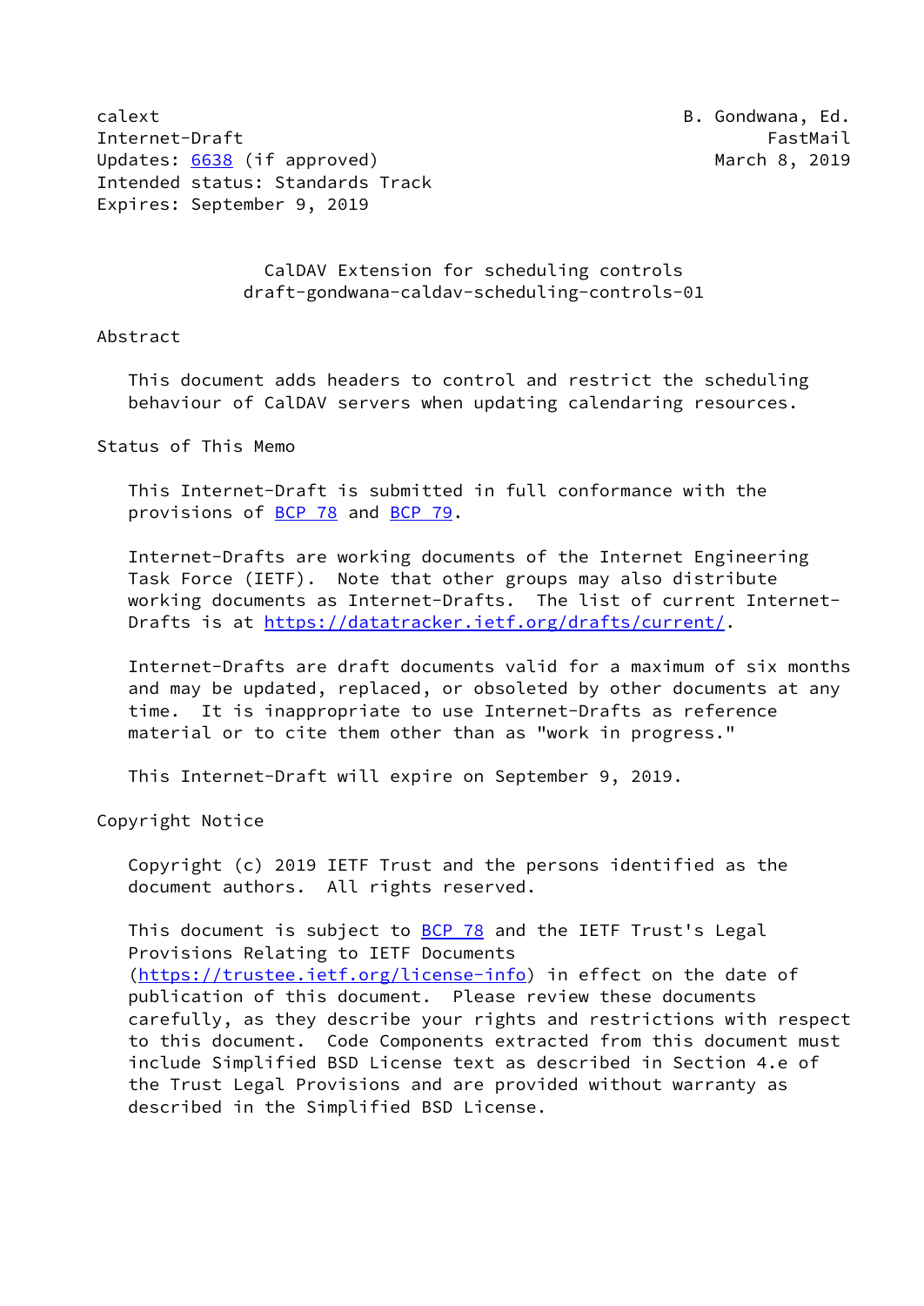calext B. Gondwana, Ed.
Internet-Draft FastMail
Updates: 6638 (if approved) March 8, 2019
Intended status: Standards Track
Expires: September 9, 2019

# CalDAV Extension for scheduling controls
## draft-gondwana-caldav-scheduling-controls-01

## Abstract

This document adds headers to control and restrict the scheduling behaviour of CalDAV servers when updating calendaring resources.

## Status of This Memo

This Internet-Draft is submitted in full conformance with the provisions of BCP 78 and BCP 79.

Internet-Drafts are working documents of the Internet Engineering Task Force (IETF). Note that other groups may also distribute working documents as Internet-Drafts. The list of current Internet-Drafts is at https://datatracker.ietf.org/drafts/current/.

Internet-Drafts are draft documents valid for a maximum of six months and may be updated, replaced, or obsoleted by other documents at any time. It is inappropriate to use Internet-Drafts as reference material or to cite them other than as "work in progress."

This Internet-Draft will expire on September 9, 2019.

## Copyright Notice

Copyright (c) 2019 IETF Trust and the persons identified as the document authors. All rights reserved.

This document is subject to BCP 78 and the IETF Trust's Legal Provisions Relating to IETF Documents (https://trustee.ietf.org/license-info) in effect on the date of publication of this document. Please review these documents carefully, as they describe your rights and restrictions with respect to this document. Code Components extracted from this document must include Simplified BSD License text as described in Section 4.e of the Trust Legal Provisions and are provided without warranty as described in the Simplified BSD License.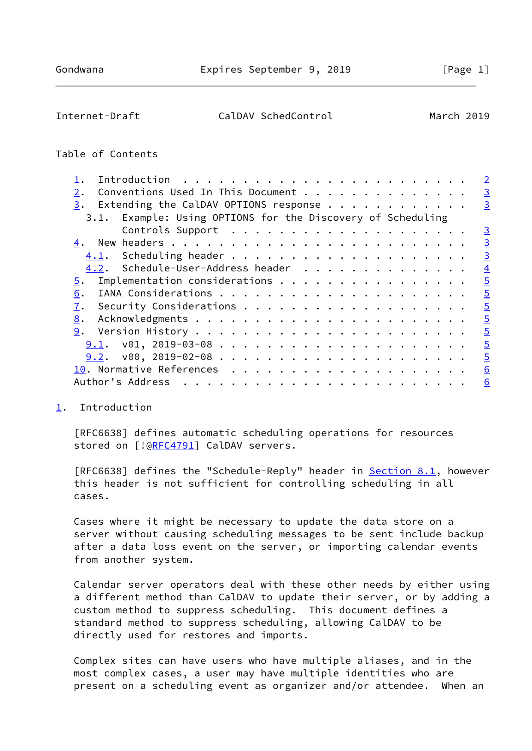Table of Contents

1. Introduction . . . . . . . . . . . . . . . . . . . . . . . . 2
2. Conventions Used In This Document . . . . . . . . . . . . . . 3
3. Extending the CalDAV OPTIONS response . . . . . . . . . . . . 3
   3.1. Example: Using OPTIONS for the Discovery of Scheduling Controls Support . . . . . . . . . . . . . . . . . . . . 3
4. New headers . . . . . . . . . . . . . . . . . . . . . . . . . 3
   4.1. Scheduling header . . . . . . . . . . . . . . . . . . . . 3
   4.2. Schedule-User-Address header . . . . . . . . . . . . . . 4
5. Implementation considerations . . . . . . . . . . . . . . . . 5
6. IANA Considerations . . . . . . . . . . . . . . . . . . . . . 5
7. Security Considerations . . . . . . . . . . . . . . . . . . . 5
8. Acknowledgments . . . . . . . . . . . . . . . . . . . . . . . 5
9. Version History . . . . . . . . . . . . . . . . . . . . . . . 5
   9.1. v01, 2019-03-08 . . . . . . . . . . . . . . . . . . . . . 5
   9.2. v00, 2019-02-08 . . . . . . . . . . . . . . . . . . . . . 5
10. Normative References . . . . . . . . . . . . . . . . . . . . 6
Author's Address . . . . . . . . . . . . . . . . . . . . . . . . 6

## 1. Introduction

[RFC6638] defines automatic scheduling operations for resources stored on [!@RFC4791] CalDAV servers.

[RFC6638] defines the "Schedule-Reply" header in Section 8.1, however this header is not sufficient for controlling scheduling in all cases.

Cases where it might be necessary to update the data store on a server without causing scheduling messages to be sent include backup after a data loss event on the server, or importing calendar events from another system.

Calendar server operators deal with these other needs by either using a different method than CalDAV to update their server, or by adding a custom method to suppress scheduling. This document defines a standard method to suppress scheduling, allowing CalDAV to be directly used for restores and imports.

Complex sites can have users who have multiple aliases, and in the most complex cases, a user may have multiple identities who are present on a scheduling event as organizer and/or attendee. When an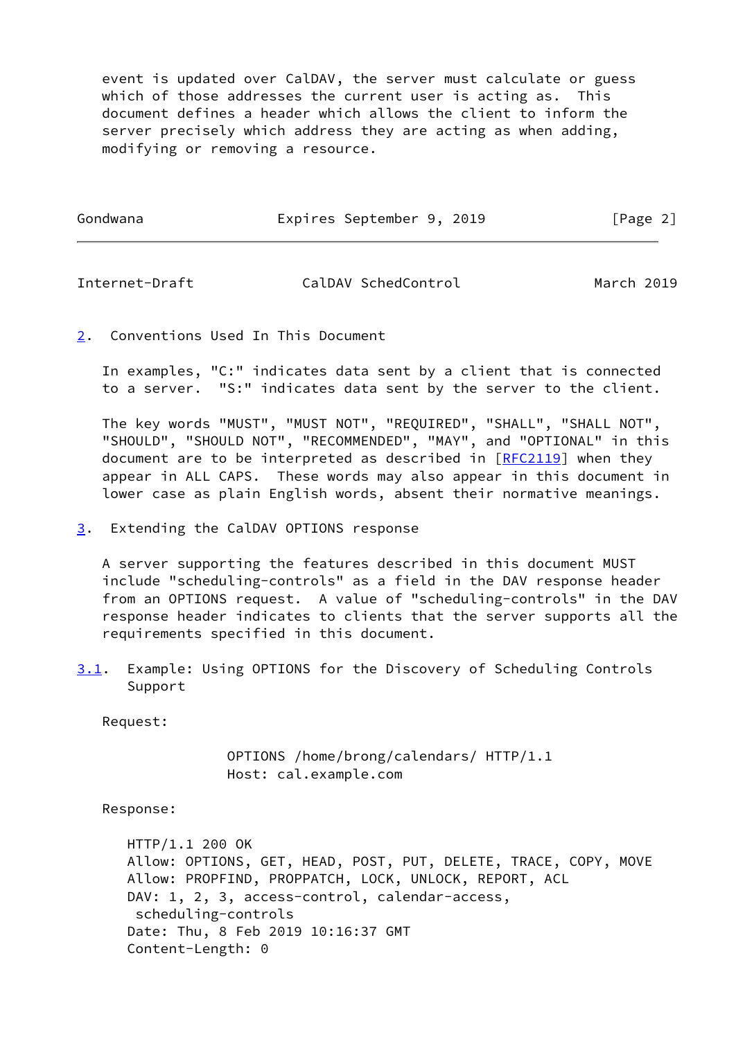event is updated over CalDAV, the server must calculate or guess which of those addresses the current user is acting as. This document defines a header which allows the client to inform the server precisely which address they are acting as when adding, modifying or removing a resource.

## 2. Conventions Used In This Document

In examples, "C:" indicates data sent by a client that is connected to a server. "S:" indicates data sent by the server to the client.

The key words "MUST", "MUST NOT", "REQUIRED", "SHALL", "SHALL NOT", "SHOULD", "SHOULD NOT", "RECOMMENDED", "MAY", and "OPTIONAL" in this document are to be interpreted as described in [RFC2119] when they appear in ALL CAPS. These words may also appear in this document in lower case as plain English words, absent their normative meanings.

## 3. Extending the CalDAV OPTIONS response

A server supporting the features described in this document MUST include "scheduling-controls" as a field in the DAV response header from an OPTIONS request. A value of "scheduling-controls" in the DAV response header indicates to clients that the server supports all the requirements specified in this document.

### 3.1. Example: Using OPTIONS for the Discovery of Scheduling Controls Support

Request:

```
OPTIONS /home/brong/calendars/ HTTP/1.1
Host: cal.example.com
```

Response:

```
HTTP/1.1 200 OK
Allow: OPTIONS, GET, HEAD, POST, PUT, DELETE, TRACE, COPY, MOVE
Allow: PROPFIND, PROPPATCH, LOCK, UNLOCK, REPORT, ACL
DAV: 1, 2, 3, access-control, calendar-access,
 scheduling-controls
Date: Thu, 8 Feb 2019 10:16:37 GMT
Content-Length: 0
```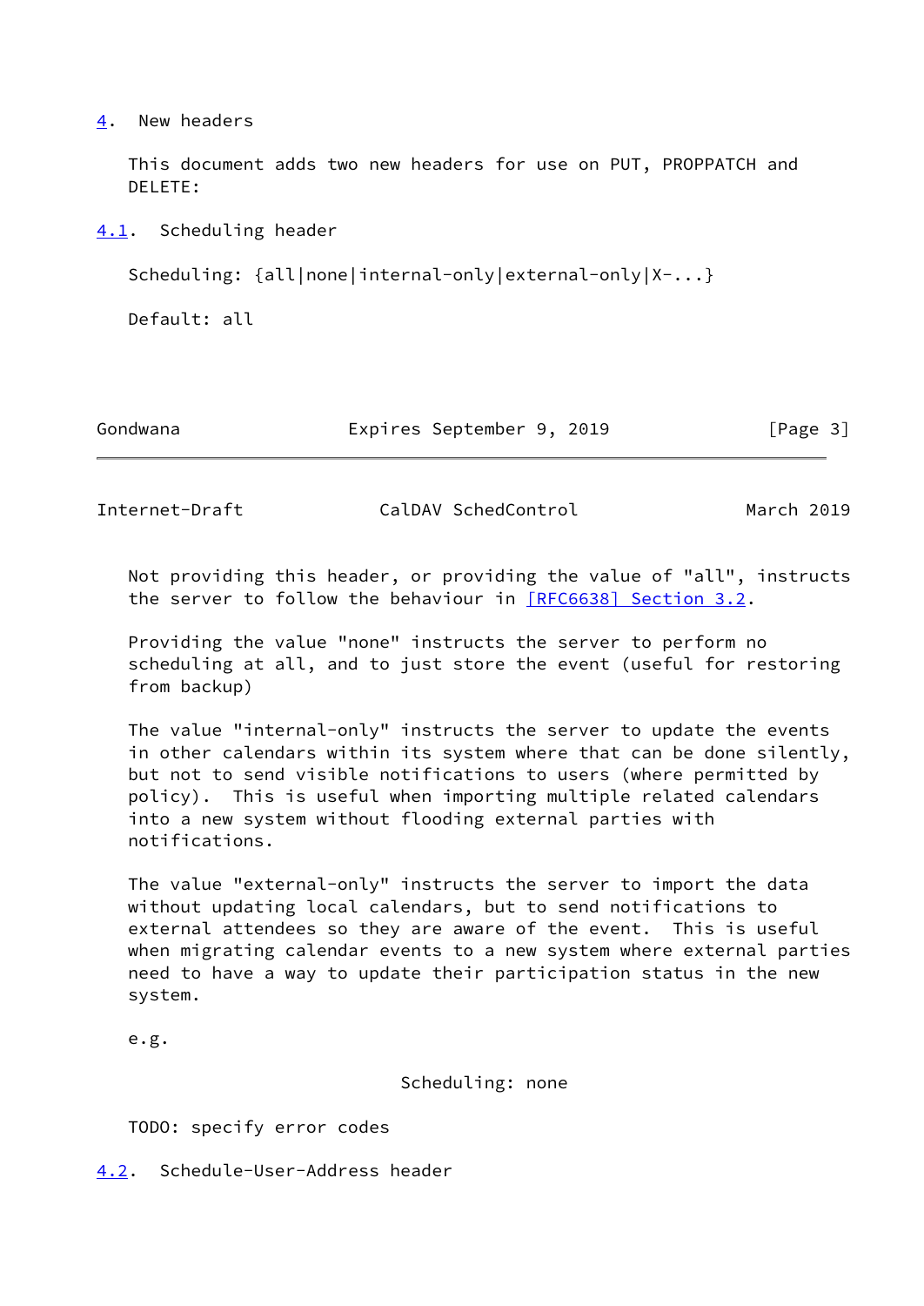## 4. New headers

This document adds two new headers for use on PUT, PROPPATCH and DELETE:

### 4.1. Scheduling header

```
Scheduling: {all|none|internal-only|external-only|X-...}
```

```
Default: all
```

Not providing this header, or providing the value of "all", instructs the server to follow the behaviour in [RFC6638] Section 3.2.

Providing the value "none" instructs the server to perform no scheduling at all, and to just store the event (useful for restoring from backup)

The value "internal-only" instructs the server to update the events in other calendars within its system where that can be done silently, but not to send visible notifications to users (where permitted by policy). This is useful when importing multiple related calendars into a new system without flooding external parties with notifications.

The value "external-only" instructs the server to import the data without updating local calendars, but to send notifications to external attendees so they are aware of the event. This is useful when migrating calendar events to a new system where external parties need to have a way to update their participation status in the new system.

e.g.

```
Scheduling: none
```

TODO: specify error codes

### 4.2. Schedule-User-Address header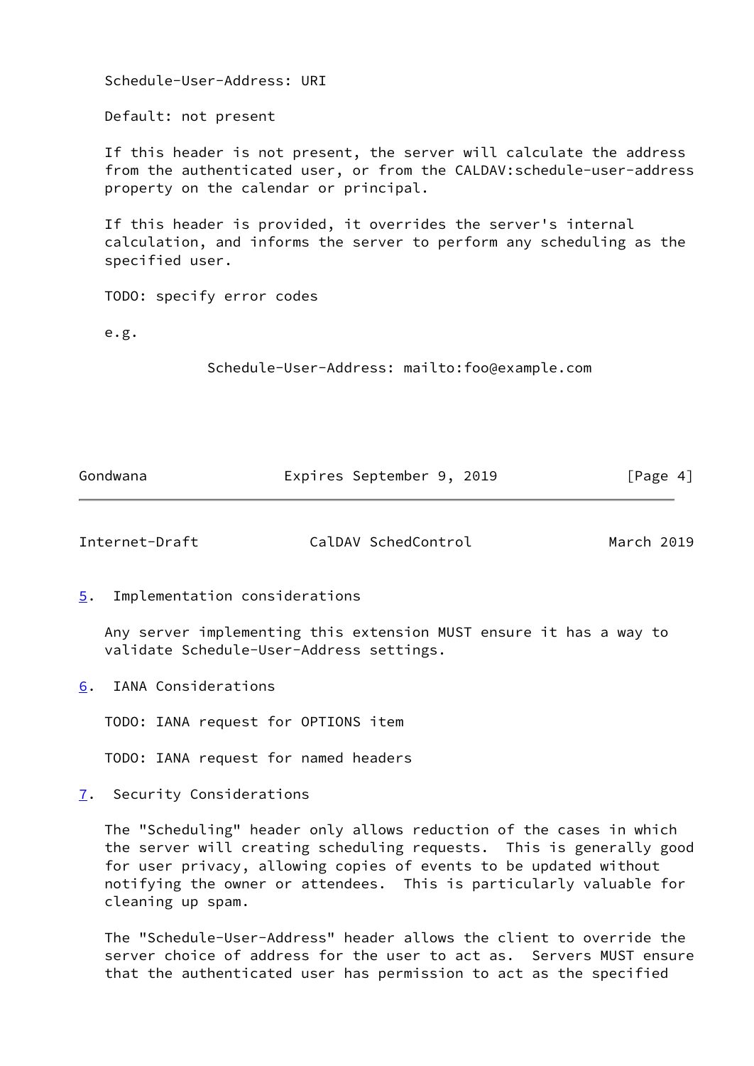Schedule-User-Address: URI

Default: not present

If this header is not present, the server will calculate the address from the authenticated user, or from the CALDAV:schedule-user-address property on the calendar or principal.

If this header is provided, it overrides the server's internal calculation, and informs the server to perform any scheduling as the specified user.

TODO: specify error codes

e.g.

```
Schedule-User-Address: mailto:foo@example.com
```

## 5. Implementation considerations

Any server implementing this extension MUST ensure it has a way to validate Schedule-User-Address settings.

## 6. IANA Considerations

TODO: IANA request for OPTIONS item

TODO: IANA request for named headers

## 7. Security Considerations

The "Scheduling" header only allows reduction of the cases in which the server will creating scheduling requests. This is generally good for user privacy, allowing copies of events to be updated without notifying the owner or attendees. This is particularly valuable for cleaning up spam.

The "Schedule-User-Address" header allows the client to override the server choice of address for the user to act as. Servers MUST ensure that the authenticated user has permission to act as the specified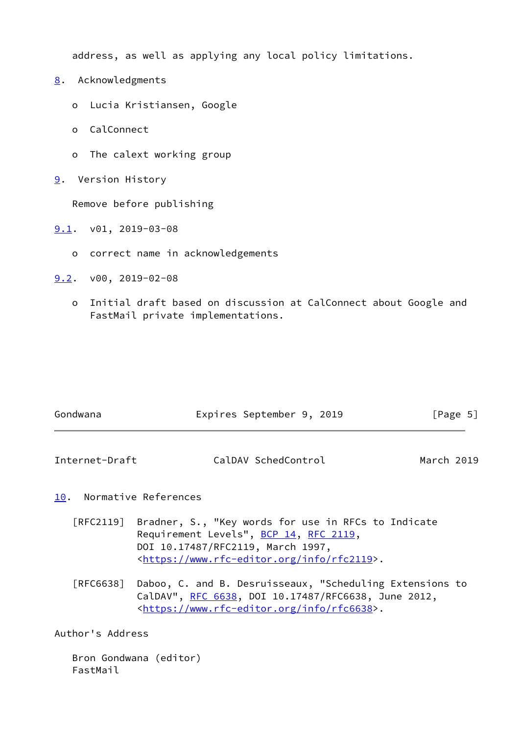address, as well as applying any local policy limitations.

## 8. Acknowledgments

- Lucia Kristiansen, Google
- CalConnect
- The calext working group

## 9. Version History

Remove before publishing

### 9.1. v01, 2019-03-08

- correct name in acknowledgements

### 9.2. v00, 2019-02-08

- Initial draft based on discussion at CalConnect about Google and FastMail private implementations.

## 10. Normative References

[RFC2119] Bradner, S., "Key words for use in RFCs to Indicate Requirement Levels", BCP 14, RFC 2119, DOI 10.17487/RFC2119, March 1997, <https://www.rfc-editor.org/info/rfc2119>.

[RFC6638] Daboo, C. and B. Desruisseaux, "Scheduling Extensions to CalDAV", RFC 6638, DOI 10.17487/RFC6638, June 2012, <https://www.rfc-editor.org/info/rfc6638>.

## Author's Address

Bron Gondwana (editor)
FastMail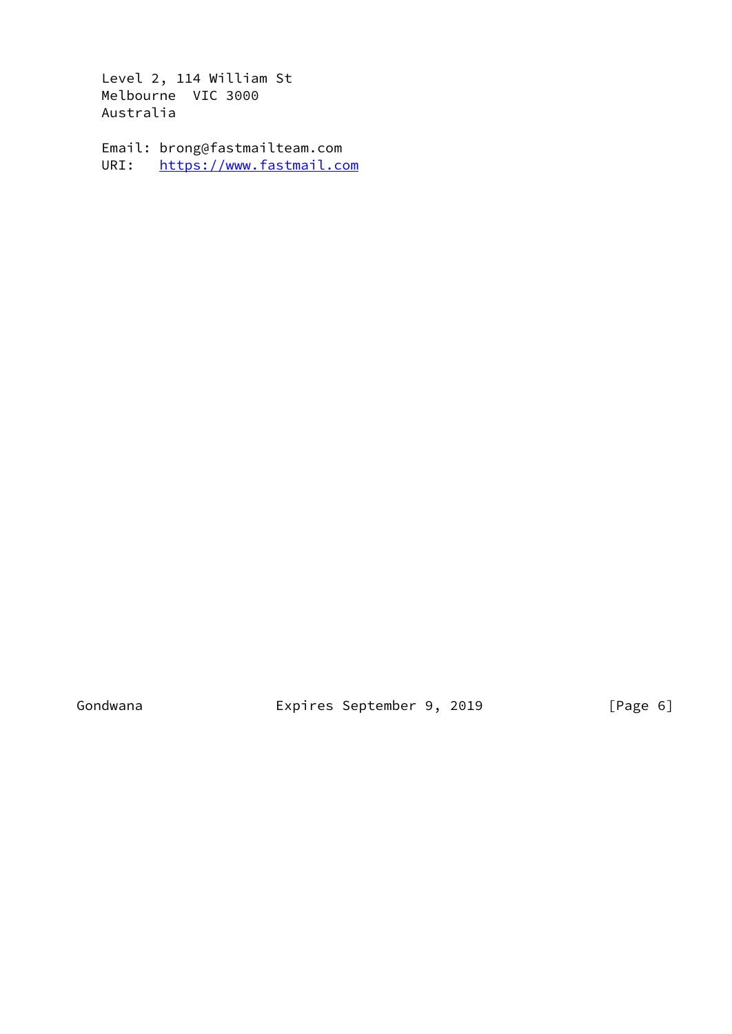Level 2, 114 William St
Melbourne  VIC 3000
Australia

Email: brong@fastmailteam.com
URI:   https://www.fastmail.com